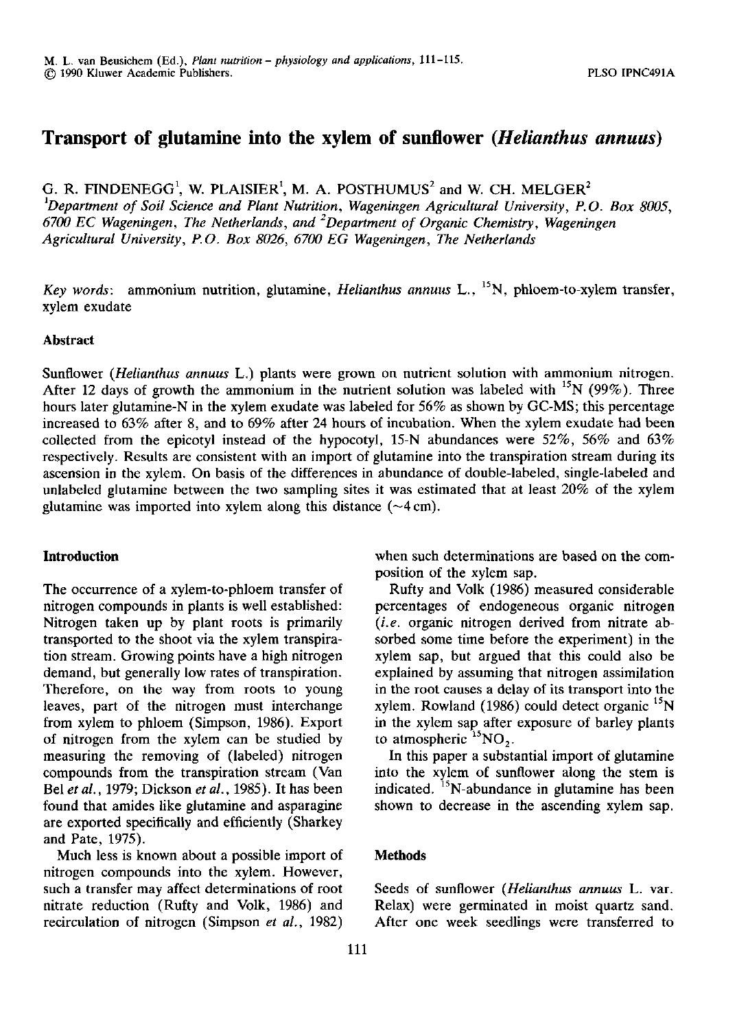# Transport of glutamine into the xylem of sunflower (*Helianthus annuus*)

G. R. FINDENEGG[1], W. PLAISIER[1], M. A. POSTHUMUS[2] and W. CH. MELGER[2]

[1]*Department of Soil Science and Plant Nutrition, Wageningen Agricultural University, P.O. Box 8005, 6700 EC Wageningen, The Netherlands, and* [2]*Department of Organic Chemistry, Wageningen Agricultural University, P.O. Box 8026, 6700 EG Wageningen, The Netherlands*

*Key words:* ammonium nutrition, glutamine, *Helianthus annuus* L., $^{15}N$, phloem-to-xylem transfer, xylem exudate

## Abstract

Sunflower (*Helianthus annuus* L.) plants were grown on nutrient solution with ammonium nitrogen. After 12 days of growth the ammonium in the nutrient solution was labeled with $^{15}N$ (99%). Three hours later glutamine-N in the xylem exudate was labeled for 56% as shown by GC-MS; this percentage increased to 63% after 8, and to 69% after 24 hours of incubation. When the xylem exudate had been collected from the epicotyl instead of the hypocotyl, 15-N abundances were 52%, 56% and 63% respectively. Results are consistent with an import of glutamine into the transpiration stream during its ascension in the xylem. On basis of the differences in abundance of double-labeled, single-labeled and unlabeled glutamine between the two sampling sites it was estimated that at least 20% of the xylem glutamine was imported into xylem along this distance (~4 cm).

## Introduction

The occurrence of a xylem-to-phloem transfer of nitrogen compounds in plants is well established: Nitrogen taken up by plant roots is primarily transported to the shoot via the xylem transpiration stream. Growing points have a high nitrogen demand, but generally low rates of transpiration. Therefore, on the way from roots to young leaves, part of the nitrogen must interchange from xylem to phloem (Simpson, 1986). Export of nitrogen from the xylem can be studied by measuring the removing of (labeled) nitrogen compounds from the transpiration stream (Van Bel *et al.*, 1979; Dickson *et al.*, 1985). It has been found that amides like glutamine and asparagine are exported specifically and efficiently (Sharkey and Pate, 1975).

Much less is known about a possible import of nitrogen compounds into the xylem. However, such a transfer may affect determinations of root nitrate reduction (Rufty and Volk, 1986) and recirculation of nitrogen (Simpson *et al.*, 1982) when such determinations are based on the composition of the xylem sap.

Rufty and Volk (1986) measured considerable percentages of endogeneous organic nitrogen (*i.e.* organic nitrogen derived from nitrate absorbed some time before the experiment) in the xylem sap, but argued that this could also be explained by assuming that nitrogen assimilation in the root causes a delay of its transport into the xylem. Rowland (1986) could detect organic $^{15}N$ in the xylem sap after exposure of barley plants to atmospheric $^{15}NO_2$.

In this paper a substantial import of glutamine into the xylem of sunflower along the stem is indicated. $^{15}N$-abundance in glutamine has been shown to decrease in the ascending xylem sap.

## Methods

Seeds of sunflower (*Helianthus annuus* L. var. Relax) were germinated in moist quartz sand. After one week seedlings were transferred to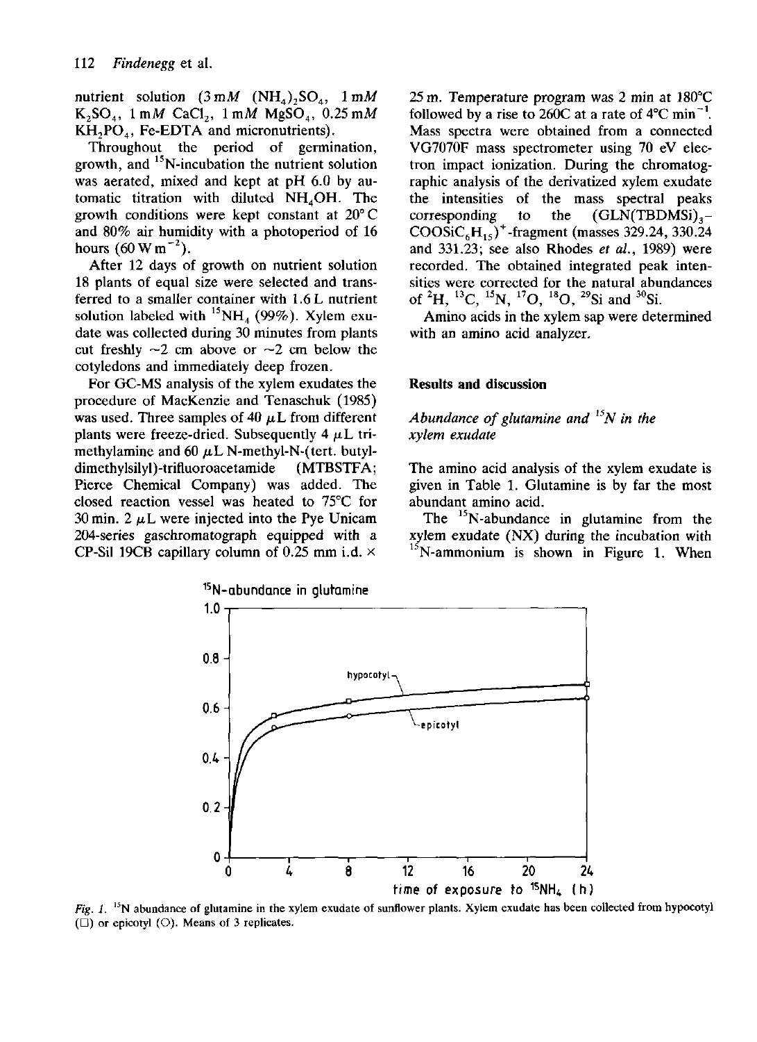nutrient solution (3 mM $(NH_4)_2SO_4$, 1 mM $K_2SO_4$, 1 mM $CaCl_2$, 1 mM $MgSO_4$, 0.25 mM $KH_2PO_4$, Fe-EDTA and micronutrients).

Throughout the period of germination, growth, and $^{15}N$-incubation the nutrient solution was aerated, mixed and kept at pH 6.0 by automatic titration with diluted $NH_4OH$. The growth conditions were kept constant at 20° C and 80% air humidity with a photoperiod of 16 hours (60 W $m^{-2}$).

After 12 days of growth on nutrient solution 18 plants of equal size were selected and transferred to a smaller container with 1.6 L nutrient solution labeled with $^{15}NH_4$ (99%). Xylem exudate was collected during 30 minutes from plants cut freshly ~2 cm above or ~2 cm below the cotyledons and immediately deep frozen.

For GC-MS analysis of the xylem exudates the procedure of MacKenzie and Tenaschuk (1985) was used. Three samples of 40 μL from different plants were freeze-dried. Subsequently 4 μL trimethylamine and 60 μL N-methyl-N-(tert. butyldimethylsilyl)-trifluoroacetamide (MTBSTFA; Pierce Chemical Company) was added. The closed reaction vessel was heated to 75°C for 30 min. 2 μL were injected into the Pye Unicam 204-series gaschromatograph equipped with a CP-Sil 19CB capillary column of 0.25 mm i.d. × 25 m. Temperature program was 2 min at 180°C followed by a rise to 260C at a rate of 4°C $min^{-1}$. Mass spectra were obtained from a connected VG7070F mass spectrometer using 70 eV electron impact ionization. During the chromatographic analysis of the derivatized xylem exudate the intensities of the mass spectral peaks corresponding to the $(GLN(TBDMSi)_3-COOSiC_6H_{15})^+$-fragment (masses 329.24, 330.24 and 331.23; see also Rhodes *et al.*, 1989) were recorded. The obtained integrated peak intensities were corrected for the natural abundances of $^2H$, $^{13}C$, $^{15}N$, $^{17}O$, $^{18}O$, $^{29}Si$ and $^{30}Si$.

Amino acids in the xylem sap were determined with an amino acid analyzer.

## Results and discussion

### *Abundance of glutamine and $^{15}N$ in the xylem exudate*

The amino acid analysis of the xylem exudate is given in Table 1. Glutamine is by far the most abundant amino acid.

The $^{15}N$-abundance in glutamine from the xylem exudate (NX) during the incubation with $^{15}N$-ammonium is shown in Figure 1. When

*Fig. 1.* $^{15}N$ abundance of glutamine in the xylem exudate of sunflower plants. Xylem exudate has been collected from hypocotyl (□) or epicotyl (○). Means of 3 replicates.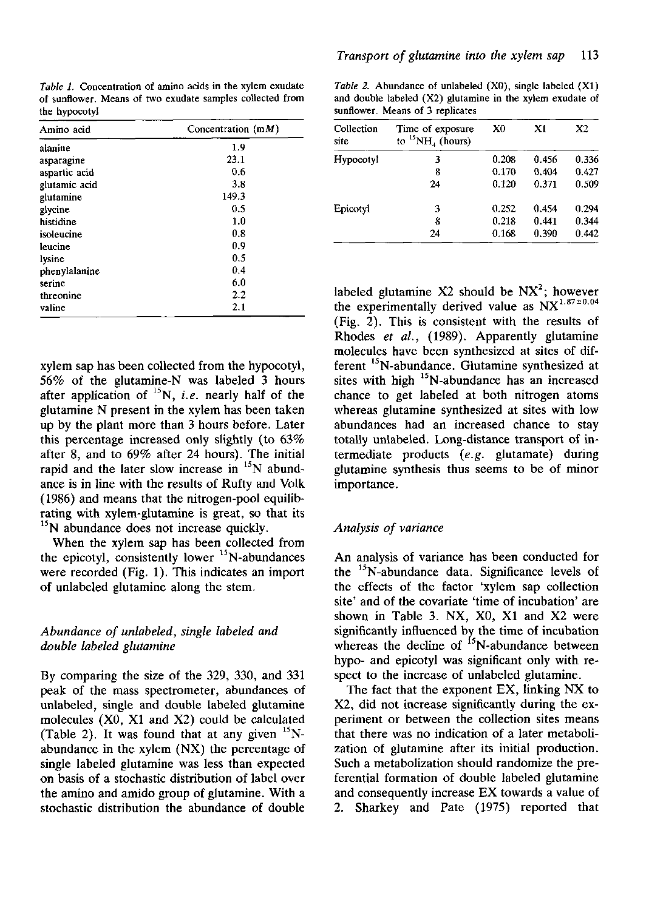Table 1. Concentration of amino acids in the xylem exudate of sunflower. Means of two exudate samples collected from the hypocotyl

| Amino acid | Concentration (m$M$) |
|---|---|
| alanine | 1.9 |
| asparagine | 23.1 |
| aspartic acid | 0.6 |
| glutamic acid | 3.8 |
| glutamine | 149.3 |
| glycine | 0.5 |
| histidine | 1.0 |
| isoleucine | 0.8 |
| leucine | 0.9 |
| lysine | 0.5 |
| phenylalanine | 0.4 |
| serine | 6.0 |
| threonine | 2.2 |
| valine | 2.1 |

xylem sap has been collected from the hypocotyl, 56% of the glutamine-N was labeled 3 hours after application of $^{15}N$, *i.e.* nearly half of the glutamine N present in the xylem has been taken up by the plant more than 3 hours before. Later this percentage increased only slightly (to 63% after 8, and to 69% after 24 hours). The initial rapid and the later slow increase in $^{15}N$ abundance is in line with the results of Rufty and Volk (1986) and means that the nitrogen-pool equilibrating with xylem-glutamine is great, so that its $^{15}N$ abundance does not increase quickly.

When the xylem sap has been collected from the epicotyl, consistently lower $^{15}N$-abundances were recorded (Fig. 1). This indicates an import of unlabeled glutamine along the stem.

### *Abundance of unlabeled, single labeled and double labeled glutamine*

By comparing the size of the 329, 330, and 331 peak of the mass spectrometer, abundances of unlabeled, single and double labeled glutamine molecules (X0, X1 and X2) could be calculated (Table 2). It was found that at any given $^{15}N$-abundance in the xylem (NX) the percentage of single labeled glutamine was less than expected on basis of a stochastic distribution of label over the amino and amido group of glutamine. With a stochastic distribution the abundance of double

Table 2. Abundance of unlabeled (X0), single labeled (X1) and double labeled (X2) glutamine in the xylem exudate of sunflower. Means of 3 replicates

| Collection site | Time of exposure to $^{15}NH_4$ (hours) | X0 | X1 | X2 |
|---|---|---|---|---|
| Hypocotyl | 3 | 0.208 | 0.456 | 0.336 |
| | 8 | 0.170 | 0.404 | 0.427 |
| | 24 | 0.120 | 0.371 | 0.509 |
| Epicotyl | 3 | 0.252 | 0.454 | 0.294 |
| | 8 | 0.218 | 0.441 | 0.344 |
| | 24 | 0.168 | 0.390 | 0.442 |

labeled glutamine X2 should be $NX^2$; however the experimentally derived value as $NX^{1.87 \pm 0.04}$ (Fig. 2). This is consistent with the results of Rhodes *et al.*, (1989). Apparently glutamine molecules have been synthesized at sites of different $^{15}N$-abundance. Glutamine synthesized at sites with high $^{15}N$-abundance has an increased chance to get labeled at both nitrogen atoms whereas glutamine synthesized at sites with low abundances had an increased chance to stay totally unlabeled. Long-distance transport of intermediate products (*e.g.* glutamate) during glutamine synthesis thus seems to be of minor importance.

### *Analysis of variance*

An analysis of variance has been conducted for the $^{15}N$-abundance data. Significance levels of the effects of the factor 'xylem sap collection site' and of the covariate 'time of incubation' are shown in Table 3. NX, X0, X1 and X2 were significantly influenced by the time of incubation whereas the decline of $^{15}N$-abundance between hypo- and epicotyl was significant only with respect to the increase of unlabeled glutamine.

The fact that the exponent EX, linking NX to X2, did not increase significantly during the experiment or between the collection sites means that there was no indication of a later metabolization of glutamine after its initial production. Such a metabolization should randomize the preferential formation of double labeled glutamine and consequently increase EX towards a value of 2. Sharkey and Pate (1975) reported that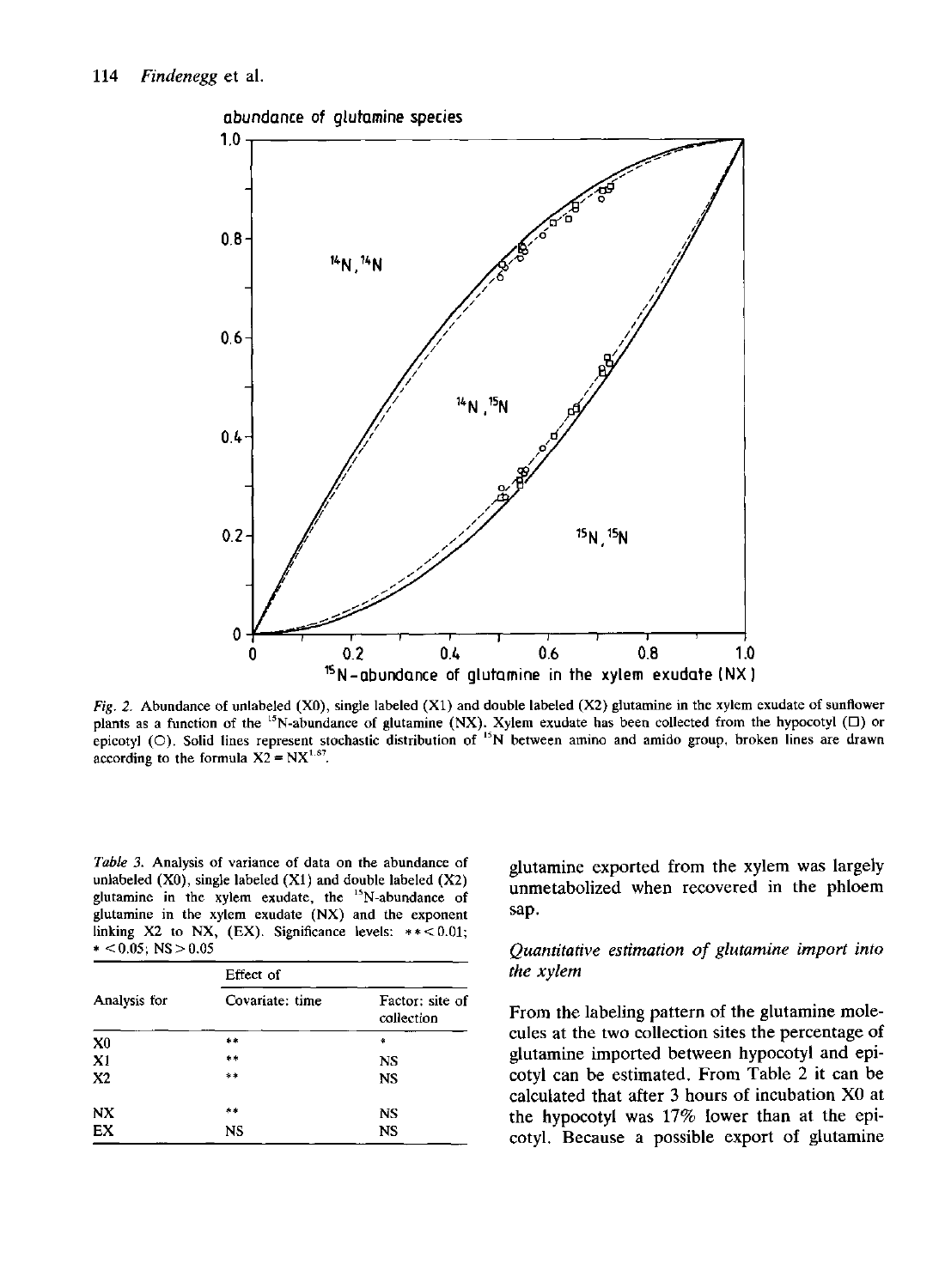Fig. 2. Abundance of unlabeled (X0), single labeled (X1) and double labeled (X2) glutamine in the xylem exudate of sunflower plants as a function of the $^{15}$N-abundance of glutamine (NX). Xylem exudate has been collected from the hypocotyl (□) or epicotyl (○). Solid lines represent stochastic distribution of $^{15}$N between amino and amido group, broken lines are drawn according to the formula $X2 = NX^{1.87}$.

Table 3. Analysis of variance of data on the abundance of unlabeled (X0), single labeled (X1) and double labeled (X2) glutamine in the xylem exudate, the $^{15}$N-abundance of glutamine in the xylem exudate (NX) and the exponent linking X2 to NX, (EX). Significance levels: ** < 0.01; * < 0.05; NS > 0.05

| Analysis for | Effect of | |
|---|---|---|
| | Covariate: time | Factor: site of collection |
| X0 | ** | * |
| X1 | ** | NS |
| X2 | ** | NS |
| NX | ** | NS |
| EX | NS | NS |

glutamine exported from the xylem was largely unmetabolized when recovered in the phloem sap.

### *Quantitative estimation of glutamine import into the xylem*

From the labeling pattern of the glutamine molecules at the two collection sites the percentage of glutamine imported between hypocotyl and epicotyl can be estimated. From Table 2 it can be calculated that after 3 hours of incubation X0 at the hypocotyl was 17% lower than at the epicotyl. Because a possible export of glutamine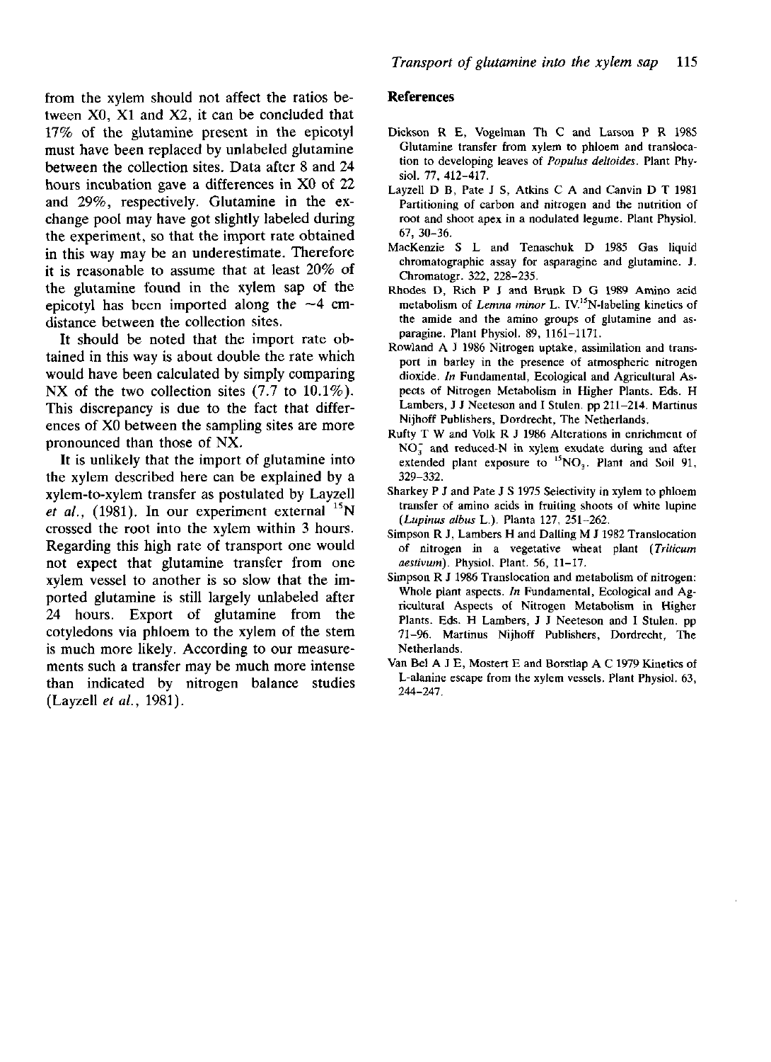from the xylem should not affect the ratios between X0, X1 and X2, it can be concluded that 17% of the glutamine present in the epicotyl must have been replaced by unlabeled glutamine between the collection sites. Data after 8 and 24 hours incubation gave a differences in X0 of 22 and 29%, respectively. Glutamine in the exchange pool may have got slightly labeled during the experiment, so that the import rate obtained in this way may be an underestimate. Therefore it is reasonable to assume that at least 20% of the glutamine found in the xylem sap of the epicotyl has been imported along the ~4 cm-distance between the collection sites.

It should be noted that the import rate obtained in this way is about double the rate which would have been calculated by simply comparing NX of the two collection sites (7.7 to 10.1%). This discrepancy is due to the fact that differences of X0 between the sampling sites are more pronounced than those of NX.

It is unlikely that the import of glutamine into the xylem described here can be explained by a xylem-to-xylem transfer as postulated by Layzell *et al.*, (1981). In our experiment external $^{15}N$ crossed the root into the xylem within 3 hours. Regarding this high rate of transport one would not expect that glutamine transfer from one xylem vessel to another is so slow that the imported glutamine is still largely unlabeled after 24 hours. Export of glutamine from the cotyledons via phloem to the xylem of the stem is much more likely. According to our measurements such a transfer may be much more intense than indicated by nitrogen balance studies (Layzell *et al.*, 1981).

## References

Dickson R E, Vogelman Th C and Larson P R 1985 Glutamine transfer from xylem to phloem and translocation to developing leaves of *Populus deltoides*. Plant Physiol. 77, 412–417.

Layzell D B, Pate J S, Atkins C A and Canvin D T 1981 Partitioning of carbon and nitrogen and the nutrition of root and shoot apex in a nodulated legume. Plant Physiol. 67, 30–36.

MacKenzie S L and Tenaschuk D 1985 Gas liquid chromatographic assay for asparagine and glutamine. J. Chromatogr. 322, 228–235.

Rhodes D, Rich P J and Brunk D G 1989 Amino acid metabolism of *Lemna minor* L. IV.$^{15}N$-labeling kinetics of the amide and the amino groups of glutamine and asparagine. Plant Physiol. 89, 1161–1171.

Rowland A J 1986 Nitrogen uptake, assimilation and transport in barley in the presence of atmospheric nitrogen dioxide. *In* Fundamental, Ecological and Agricultural Aspects of Nitrogen Metabolism in Higher Plants. Eds. H Lambers, J J Neeteson and I Stulen. pp 211–214. Martinus Nijhoff Publishers, Dordrecht, The Netherlands.

Rufty T W and Volk R J 1986 Alterations in enrichment of $NO_3^-$ and reduced-N in xylem exudate during and after extended plant exposure to $^{15}NO_3$. Plant and Soil 91, 329–332.

Sharkey P J and Pate J S 1975 Selectivity in xylem to phloem transfer of amino acids in fruiting shoots of white lupine (*Lupinus albus* L.). Planta 127, 251–262.

Simpson R J, Lambers H and Dalling M J 1982 Translocation of nitrogen in a vegetative wheat plant (*Triticum aestivum*). Physiol. Plant. 56, 11–17.

Simpson R J 1986 Translocation and metabolism of nitrogen: Whole plant aspects. *In* Fundamental, Ecological and Agricultural Aspects of Nitrogen Metabolism in Higher Plants. Eds. H Lambers, J J Neeteson and I Stulen. pp 71–96. Martinus Nijhoff Publishers, Dordrecht, The Netherlands.

Van Bel A J E, Mostert E and Borstlap A C 1979 Kinetics of L-alanine escape from the xylem vessels. Plant Physiol. 63, 244–247.